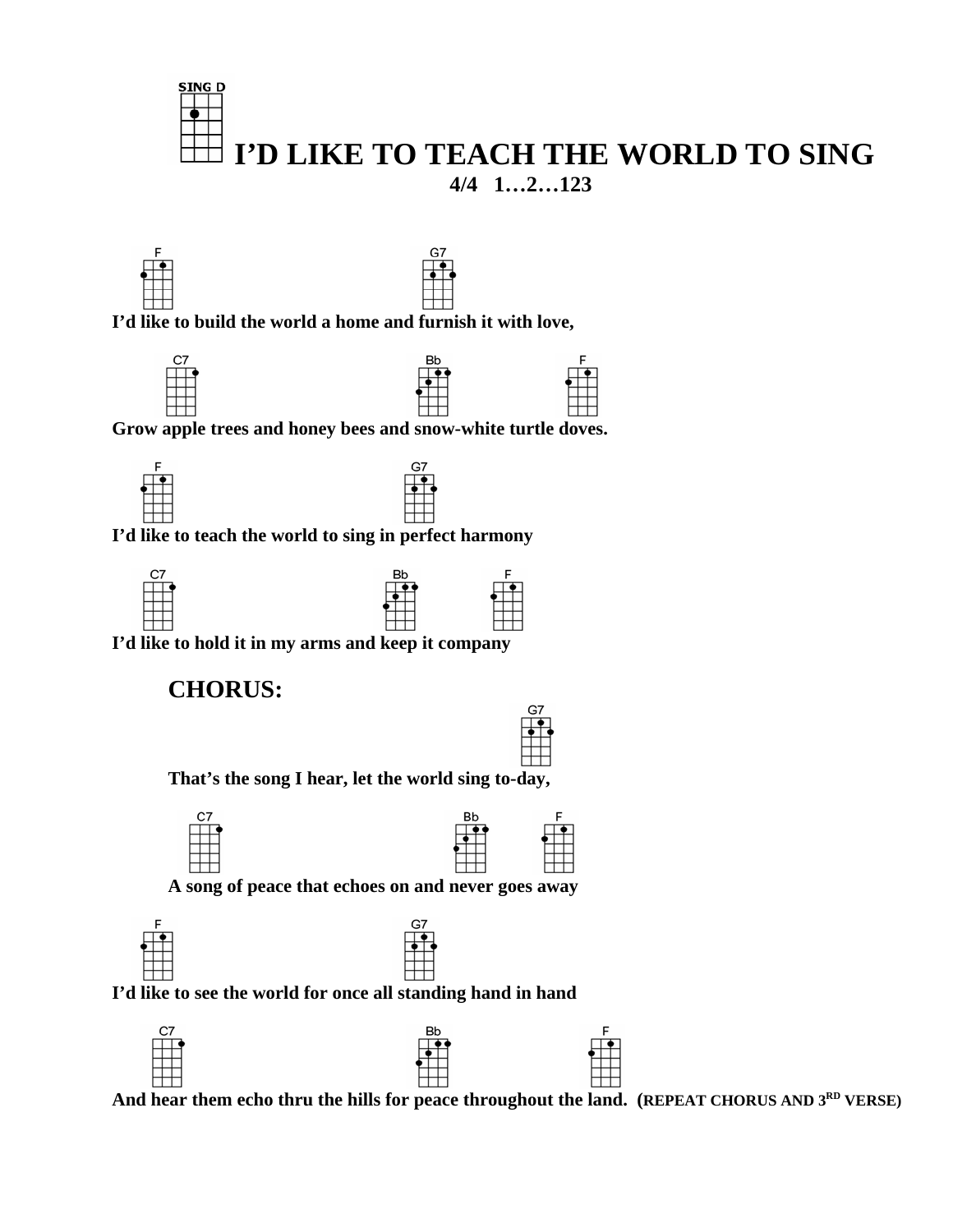SING D

# I'D LIKE TO TEACH THE WORLD TO SING

**4/4 1…2…123**

F G7
**I'd like to build the world a home and furnish it with love,**

C7 Bb F
**Grow apple trees and honey bees and snow-white turtle doves.**

F G7
**I'd like to teach the world to sing in perfect harmony**

C7 Bb F
**I'd like to hold it in my arms and keep it company**

## CHORUS:

G7
**That's the song I hear, let the world sing to-day,**

C7 Bb F
**A song of peace that echoes on and never goes away**

F G7
**I'd like to see the world for once all standing hand in hand**

C7 Bb F
**And hear them echo thru the hills for peace throughout the land. (REPEAT CHORUS AND 3RD VERSE)**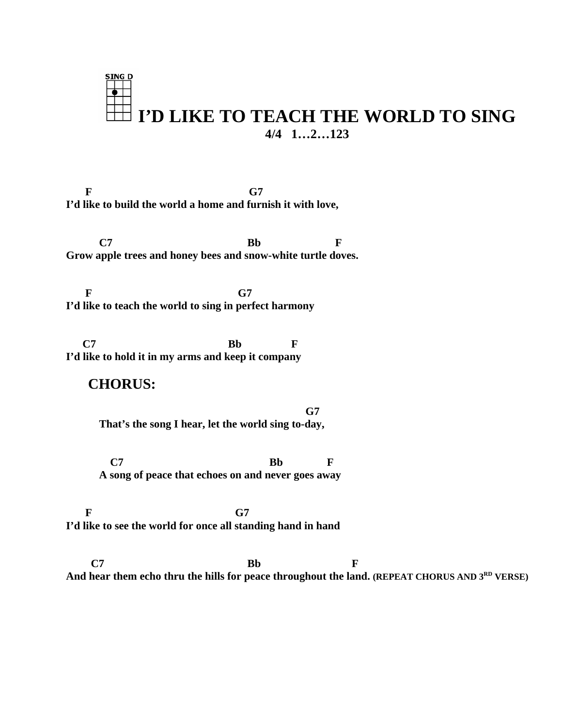SING D

# I'D LIKE TO TEACH THE WORLD TO SING

**4/4 1…2…123**

```
     F                                      G7
I'd like to build the world a home and furnish it with love,

        C7                              Bb                F
Grow apple trees and honey bees and snow-white turtle doves.

     F                                  G7
I'd like to teach the world to sing in perfect harmony

    C7                             Bb            F
I'd like to hold it in my arms and keep it company
```

**CHORUS:**

```
                                                 G7
        That's the song I hear, let the world sing to-day,

           C7                               Bb          F
        A song of peace that echoes on and never goes away
```

```
     F                                  G7
I'd like to see the world for once all standing hand in hand

      C7                                Bb                   F
And hear them echo thru the hills for peace throughout the land.
```

**(REPEAT CHORUS AND 3RD VERSE)**